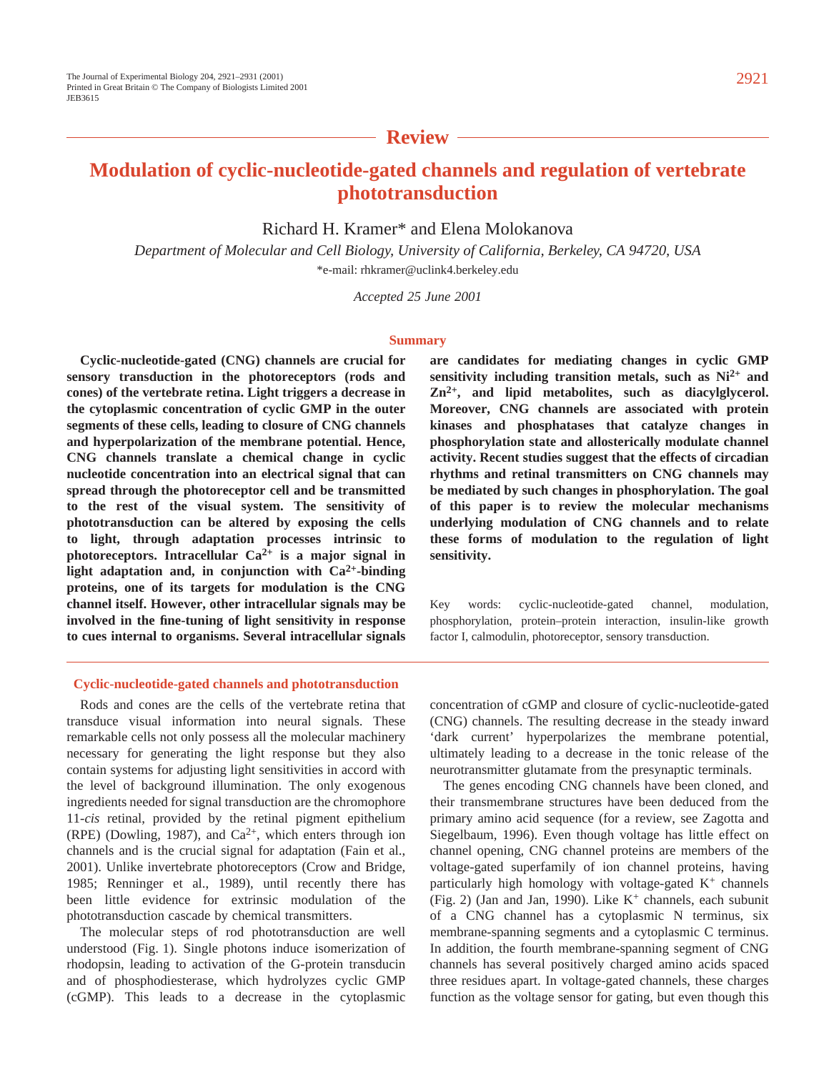Review

# Modulation of cyclic-nucleotide-gated channels and regulation of vertebrate phototransduction

Richard H. Kramer* and Elena Molokanova

*Department of Molecular and Cell Biology, University of California, Berkeley, CA 94720, USA*

*e-mail: rhkramer@uclink4.berkeley.edu

*Accepted 25 June 2001*

## Summary

**Cyclic-nucleotide-gated (CNG) channels are crucial for sensory transduction in the photoreceptors (rods and cones) of the vertebrate retina. Light triggers a decrease in the cytoplasmic concentration of cyclic GMP in the outer segments of these cells, leading to closure of CNG channels and hyperpolarization of the membrane potential. Hence, CNG channels translate a chemical change in cyclic nucleotide concentration into an electrical signal that can spread through the photoreceptor cell and be transmitted to the rest of the visual system. The sensitivity of phototransduction can be altered by exposing the cells to light, through adaptation processes intrinsic to photoreceptors. Intracellular $Ca^{2+}$ is a major signal in light adaptation and, in conjunction with $Ca^{2+}$-binding proteins, one of its targets for modulation is the CNG channel itself. However, other intracellular signals may be involved in the fine-tuning of light sensitivity in response to cues internal to organisms. Several intracellular signals are candidates for mediating changes in cyclic GMP sensitivity including transition metals, such as $Ni^{2+}$ and $Zn^{2+}$, and lipid metabolites, such as diacylglycerol. Moreover, CNG channels are associated with protein kinases and phosphatases that catalyze changes in phosphorylation state and allosterically modulate channel activity. Recent studies suggest that the effects of circadian rhythms and retinal transmitters on CNG channels may be mediated by such changes in phosphorylation. The goal of this paper is to review the molecular mechanisms underlying modulation of CNG channels and to relate these forms of modulation to the regulation of light sensitivity.**

Key words: cyclic-nucleotide-gated channel, modulation, phosphorylation, protein–protein interaction, insulin-like growth factor I, calmodulin, photoreceptor, sensory transduction.

## Cyclic-nucleotide-gated channels and phototransduction

Rods and cones are the cells of the vertebrate retina that transduce visual information into neural signals. These remarkable cells not only possess all the molecular machinery necessary for generating the light response but they also contain systems for adjusting light sensitivities in accord with the level of background illumination. The only exogenous ingredients needed for signal transduction are the chromophore 11-*cis* retinal, provided by the retinal pigment epithelium (RPE) (Dowling, 1987), and $Ca^{2+}$, which enters through ion channels and is the crucial signal for adaptation (Fain et al., 2001). Unlike invertebrate photoreceptors (Crow and Bridge, 1985; Renninger et al., 1989), until recently there has been little evidence for extrinsic modulation of the phototransduction cascade by chemical transmitters.

The molecular steps of rod phototransduction are well understood (Fig. 1). Single photons induce isomerization of rhodopsin, leading to activation of the G-protein transducin and of phosphodiesterase, which hydrolyzes cyclic GMP (cGMP). This leads to a decrease in the cytoplasmic concentration of cGMP and closure of cyclic-nucleotide-gated (CNG) channels. The resulting decrease in the steady inward 'dark current' hyperpolarizes the membrane potential, ultimately leading to a decrease in the tonic release of the neurotransmitter glutamate from the presynaptic terminals.

The genes encoding CNG channels have been cloned, and their transmembrane structures have been deduced from the primary amino acid sequence (for a review, see Zagotta and Siegelbaum, 1996). Even though voltage has little effect on channel opening, CNG channel proteins are members of the voltage-gated superfamily of ion channel proteins, having particularly high homology with voltage-gated $K^+$ channels (Fig. 2) (Jan and Jan, 1990). Like $K^+$ channels, each subunit of a CNG channel has a cytoplasmic N terminus, six membrane-spanning segments and a cytoplasmic C terminus. In addition, the fourth membrane-spanning segment of CNG channels has several positively charged amino acids spaced three residues apart. In voltage-gated channels, these charges function as the voltage sensor for gating, but even though this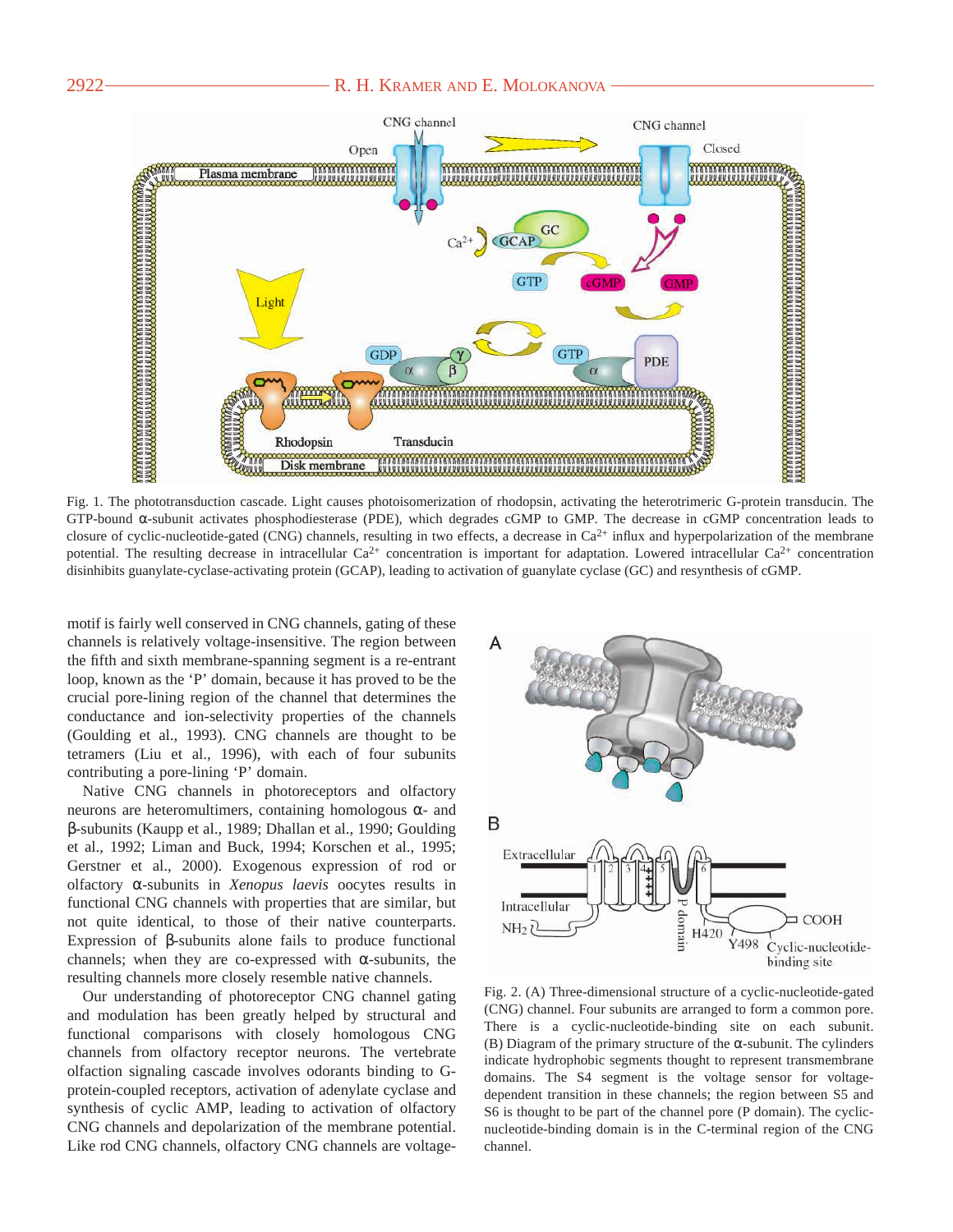Fig. 1. The phototransduction cascade. Light causes photoisomerization of rhodopsin, activating the heterotrimeric G-protein transducin. The GTP-bound α-subunit activates phosphodiesterase (PDE), which degrades cGMP to GMP. The decrease in cGMP concentration leads to closure of cyclic-nucleotide-gated (CNG) channels, resulting in two effects, a decrease in $Ca^{2+}$ influx and hyperpolarization of the membrane potential. The resulting decrease in intracellular $Ca^{2+}$ concentration is important for adaptation. Lowered intracellular $Ca^{2+}$ concentration disinhibits guanylate-cyclase-activating protein (GCAP), leading to activation of guanylate cyclase (GC) and resynthesis of cGMP.

motif is fairly well conserved in CNG channels, gating of these channels is relatively voltage-insensitive. The region between the fifth and sixth membrane-spanning segment is a re-entrant loop, known as the 'P' domain, because it has proved to be the crucial pore-lining region of the channel that determines the conductance and ion-selectivity properties of the channels (Goulding et al., 1993). CNG channels are thought to be tetramers (Liu et al., 1996), with each of four subunits contributing a pore-lining 'P' domain.

Native CNG channels in photoreceptors and olfactory neurons are heteromultimers, containing homologous α- and β-subunits (Kaupp et al., 1989; Dhallan et al., 1990; Goulding et al., 1992; Liman and Buck, 1994; Korschen et al., 1995; Gerstner et al., 2000). Exogenous expression of rod or olfactory α-subunits in *Xenopus laevis* oocytes results in functional CNG channels with properties that are similar, but not quite identical, to those of their native counterparts. Expression of β-subunits alone fails to produce functional channels; when they are co-expressed with α-subunits, the resulting channels more closely resemble native channels.

Our understanding of photoreceptor CNG channel gating and modulation has been greatly helped by structural and functional comparisons with closely homologous CNG channels from olfactory receptor neurons. The vertebrate olfaction signaling cascade involves odorants binding to G-protein-coupled receptors, activation of adenylate cyclase and synthesis of cyclic AMP, leading to activation of olfactory CNG channels and depolarization of the membrane potential. Like rod CNG channels, olfactory CNG channels are voltage-

Fig. 2. (A) Three-dimensional structure of a cyclic-nucleotide-gated (CNG) channel. Four subunits are arranged to form a common pore. There is a cyclic-nucleotide-binding site on each subunit. (B) Diagram of the primary structure of the α-subunit. The cylinders indicate hydrophobic segments thought to represent transmembrane domains. The S4 segment is the voltage sensor for voltage-dependent transition in these channels; the region between S5 and S6 is thought to be part of the channel pore (P domain). The cyclic-nucleotide-binding domain is in the C-terminal region of the CNG channel.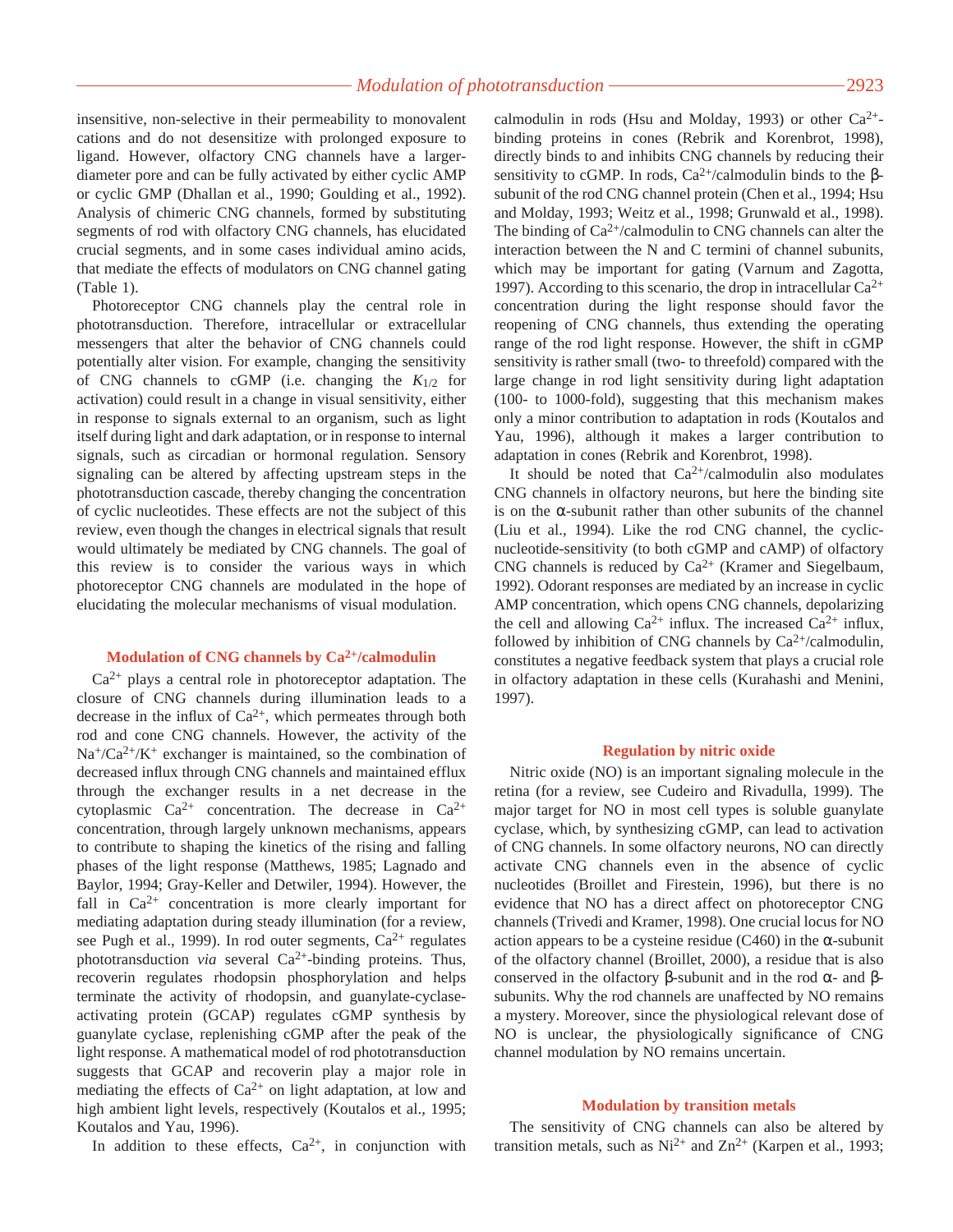insensitive, non-selective in their permeability to monovalent cations and do not desensitize with prolonged exposure to ligand. However, olfactory CNG channels have a larger-diameter pore and can be fully activated by either cyclic AMP or cyclic GMP (Dhallan et al., 1990; Goulding et al., 1992). Analysis of chimeric CNG channels, formed by substituting segments of rod with olfactory CNG channels, has elucidated crucial segments, and in some cases individual amino acids, that mediate the effects of modulators on CNG channel gating (Table 1).

Photoreceptor CNG channels play the central role in phototransduction. Therefore, intracellular or extracellular messengers that alter the behavior of CNG channels could potentially alter vision. For example, changing the sensitivity of CNG channels to cGMP (i.e. changing the $K_{1/2}$ for activation) could result in a change in visual sensitivity, either in response to signals external to an organism, such as light itself during light and dark adaptation, or in response to internal signals, such as circadian or hormonal regulation. Sensory signaling can be altered by affecting upstream steps in the phototransduction cascade, thereby changing the concentration of cyclic nucleotides. These effects are not the subject of this review, even though the changes in electrical signals that result would ultimately be mediated by CNG channels. The goal of this review is to consider the various ways in which photoreceptor CNG channels are modulated in the hope of elucidating the molecular mechanisms of visual modulation.

### Modulation of CNG channels by $Ca^{2+}$/calmodulin

$Ca^{2+}$ plays a central role in photoreceptor adaptation. The closure of CNG channels during illumination leads to a decrease in the influx of $Ca^{2+}$, which permeates through both rod and cone CNG channels. However, the activity of the $Na^+/Ca^{2+}/K^+$ exchanger is maintained, so the combination of decreased influx through CNG channels and maintained efflux through the exchanger results in a net decrease in the cytoplasmic $Ca^{2+}$ concentration. The decrease in $Ca^{2+}$ concentration, through largely unknown mechanisms, appears to contribute to shaping the kinetics of the rising and falling phases of the light response (Matthews, 1985; Lagnado and Baylor, 1994; Gray-Keller and Detwiler, 1994). However, the fall in $Ca^{2+}$ concentration is more clearly important for mediating adaptation during steady illumination (for a review, see Pugh et al., 1999). In rod outer segments, $Ca^{2+}$ regulates phototransduction *via* several $Ca^{2+}$-binding proteins. Thus, recoverin regulates rhodopsin phosphorylation and helps terminate the activity of rhodopsin, and guanylate-cyclase-activating protein (GCAP) regulates cGMP synthesis by guanylate cyclase, replenishing cGMP after the peak of the light response. A mathematical model of rod phototransduction suggests that GCAP and recoverin play a major role in mediating the effects of $Ca^{2+}$ on light adaptation, at low and high ambient light levels, respectively (Koutalos et al., 1995; Koutalos and Yau, 1996).

In addition to these effects, $Ca^{2+}$, in conjunction with calmodulin in rods (Hsu and Molday, 1993) or other $Ca^{2+}$-binding proteins in cones (Rebrik and Korenbrot, 1998), directly binds to and inhibits CNG channels by reducing their sensitivity to cGMP. In rods, $Ca^{2+}$/calmodulin binds to the β-subunit of the rod CNG channel protein (Chen et al., 1994; Hsu and Molday, 1993; Weitz et al., 1998; Grunwald et al., 1998). The binding of $Ca^{2+}$/calmodulin to CNG channels can alter the interaction between the N and C termini of channel subunits, which may be important for gating (Varnum and Zagotta, 1997). According to this scenario, the drop in intracellular $Ca^{2+}$ concentration during the light response should favor the reopening of CNG channels, thus extending the operating range of the rod light response. However, the shift in cGMP sensitivity is rather small (two- to threefold) compared with the large change in rod light sensitivity during light adaptation (100- to 1000-fold), suggesting that this mechanism makes only a minor contribution to adaptation in rods (Koutalos and Yau, 1996), although it makes a larger contribution to adaptation in cones (Rebrik and Korenbrot, 1998).

It should be noted that $Ca^{2+}$/calmodulin also modulates CNG channels in olfactory neurons, but here the binding site is on the α-subunit rather than other subunits of the channel (Liu et al., 1994). Like the rod CNG channel, the cyclic-nucleotide-sensitivity (to both cGMP and cAMP) of olfactory CNG channels is reduced by $Ca^{2+}$ (Kramer and Siegelbaum, 1992). Odorant responses are mediated by an increase in cyclic AMP concentration, which opens CNG channels, depolarizing the cell and allowing $Ca^{2+}$ influx. The increased $Ca^{2+}$ influx, followed by inhibition of CNG channels by $Ca^{2+}$/calmodulin, constitutes a negative feedback system that plays a crucial role in olfactory adaptation in these cells (Kurahashi and Menini, 1997).

### Regulation by nitric oxide

Nitric oxide (NO) is an important signaling molecule in the retina (for a review, see Cudeiro and Rivadulla, 1999). The major target for NO in most cell types is soluble guanylate cyclase, which, by synthesizing cGMP, can lead to activation of CNG channels. In some olfactory neurons, NO can directly activate CNG channels even in the absence of cyclic nucleotides (Broillet and Firestein, 1996), but there is no evidence that NO has a direct affect on photoreceptor CNG channels (Trivedi and Kramer, 1998). One crucial locus for NO action appears to be a cysteine residue (C460) in the α-subunit of the olfactory channel (Broillet, 2000), a residue that is also conserved in the olfactory β-subunit and in the rod α- and β-subunits. Why the rod channels are unaffected by NO remains a mystery. Moreover, since the physiological relevant dose of NO is unclear, the physiologically significance of CNG channel modulation by NO remains uncertain.

### Modulation by transition metals

The sensitivity of CNG channels can also be altered by transition metals, such as $Ni^{2+}$ and $Zn^{2+}$ (Karpen et al., 1993;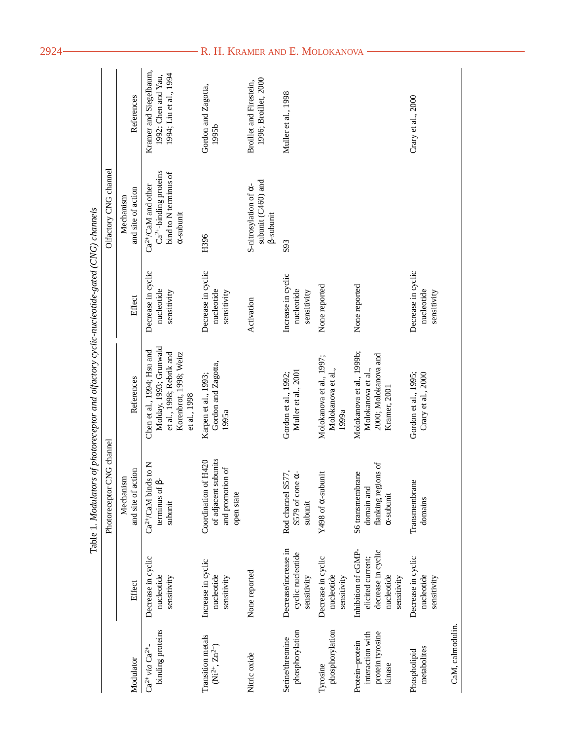Table 1. *Modulators of photoreceptor and olfactory cyclic-nucleotide-gated (CNG) channels*

| Modulator | Photoreceptor CNG channel | | | Olfactory CNG channel | | |
|---|---|---|---|---|---|---|
| | Effect | Mechanism and site of action | References | Effect | Mechanism and site of action | References |
| $Ca^{2+}$ *via* $Ca^{2+}$-binding proteins | Decrease in cyclic nucleotide sensitivity | $Ca^{2+}$/CaM binds to N terminus of β-subunit | Chen et al., 1994; Hsu and Molday, 1993; Grunwald et al., 1998; Rebrik and Korenbrot, 1998; Weitz et al., 1998 | Decrease in cyclic nucleotide sensitivity | $Ca^{2+}$/CaM and other $Ca^{2+}$-binding proteins bind to N terminus of α-subunit | Kramer and Siegelbaum, 1992; Chen and Yau, 1994; Liu et al., 1994 |
| Transition metals ($Ni^{2+}$, $Zn^{2+}$) | Increase in cyclic nucleotide sensitivity | Coordination of H420 of adjacent subunits and promotion of open state | Karpen et al., 1993; Gordon and Zagotta, 1995a | Decrease in cyclic nucleotide sensitivity | H396 | Gordon and Zagotta, 1995b |
| Nitric oxide | None reported | | | Activation | S-nitrosylation of α-subunit (C460) and β-subunit | Broillet and Firestein, 1996; Broillet, 2000 |
| Serine/threonine phosphorylation | Decrease/increase in cyclic nucleotide sensitivity | Rod channel S577, S579 of cone α-subunit | Gordon et al., 1992; Muller et al., 2001 | Increase in cyclic nucleotide sensitivity | S93 | Muller et al., 1998 |
| Tyrosine phosphorylation | Decrease in cyclic nucleotide sensitivity | Y498 of α-subunit | Molokanova et al., 1997; Molokanova et al., 1999a | None reported | | |
| Protein–protein interaction with protein tyrosine kinase | Inhibition of cGMP-elicited current; decrease in cyclic nucleotide sensitivity | S6 transmembrane domain and flanking regions of α-subunit | Molokanova et al., 1999b; Molokanova et al., 2000; Molokanova and Kramer, 2001 | None reported | | |
| Phospholipid metabolites | Decrease in cyclic nucleotide sensitivity | Transmembrane domains | Gordon et al., 1995; Crary et al., 2000 | Decrease in cyclic nucleotide sensitivity | | Crary et al., 2000 |

CaM, calmodulin.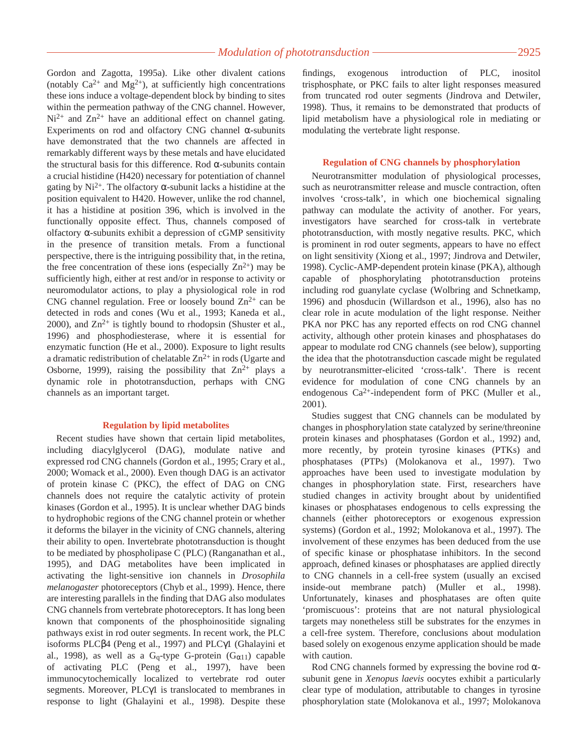Gordon and Zagotta, 1995a). Like other divalent cations (notably $Ca^{2+}$ and $Mg^{2+}$), at sufficiently high concentrations these ions induce a voltage-dependent block by binding to sites within the permeation pathway of the CNG channel. However, $Ni^{2+}$ and $Zn^{2+}$ have an additional effect on channel gating. Experiments on rod and olfactory CNG channel α-subunits have demonstrated that the two channels are affected in remarkably different ways by these metals and have elucidated the structural basis for this difference. Rod α-subunits contain a crucial histidine (H420) necessary for potentiation of channel gating by $Ni^{2+}$. The olfactory α-subunit lacks a histidine at the position equivalent to H420. However, unlike the rod channel, it has a histidine at position 396, which is involved in the functionally opposite effect. Thus, channels composed of olfactory α-subunits exhibit a depression of cGMP sensitivity in the presence of transition metals. From a functional perspective, there is the intriguing possibility that, in the retina, the free concentration of these ions (especially $Zn^{2+}$) may be sufficiently high, either at rest and/or in response to activity or neuromodulator actions, to play a physiological role in rod CNG channel regulation. Free or loosely bound $Zn^{2+}$ can be detected in rods and cones (Wu et al., 1993; Kaneda et al., 2000), and $Zn^{2+}$ is tightly bound to rhodopsin (Shuster et al., 1996) and phosphodiesterase, where it is essential for enzymatic function (He et al., 2000). Exposure to light results a dramatic redistribution of chelatable $Zn^{2+}$ in rods (Ugarte and Osborne, 1999), raising the possibility that $Zn^{2+}$ plays a dynamic role in phototransduction, perhaps with CNG channels as an important target.

## Regulation by lipid metabolites

Recent studies have shown that certain lipid metabolites, including diacylglycerol (DAG), modulate native and expressed rod CNG channels (Gordon et al., 1995; Crary et al., 2000; Womack et al., 2000). Even though DAG is an activator of protein kinase C (PKC), the effect of DAG on CNG channels does not require the catalytic activity of protein kinases (Gordon et al., 1995). It is unclear whether DAG binds to hydrophobic regions of the CNG channel protein or whether it deforms the bilayer in the vicinity of CNG channels, altering their ability to open. Invertebrate phototransduction is thought to be mediated by phospholipase C (PLC) (Ranganathan et al., 1995), and DAG metabolites have been implicated in activating the light-sensitive ion channels in *Drosophila melanogaster* photoreceptors (Chyb et al., 1999). Hence, there are interesting parallels in the finding that DAG also modulates CNG channels from vertebrate photoreceptors. It has long been known that components of the phosphoinositide signaling pathways exist in rod outer segments. In recent work, the PLC isoforms PLCβ4 (Peng et al., 1997) and PLCγ1 (Ghalayini et al., 1998), as well as a $G_q$-type G-protein ($G_{\alpha 11}$) capable of activating PLC (Peng et al., 1997), have been immunocytochemically localized to vertebrate rod outer segments. Moreover, PLCγ1 is translocated to membranes in response to light (Ghalayini et al., 1998). Despite these findings, exogenous introduction of PLC, inositol trisphosphate, or PKC fails to alter light responses measured from truncated rod outer segments (Jindrova and Detwiler, 1998). Thus, it remains to be demonstrated that products of lipid metabolism have a physiological role in mediating or modulating the vertebrate light response.

## Regulation of CNG channels by phosphorylation

Neurotransmitter modulation of physiological processes, such as neurotransmitter release and muscle contraction, often involves 'cross-talk', in which one biochemical signaling pathway can modulate the activity of another. For years, investigators have searched for cross-talk in vertebrate phototransduction, with mostly negative results. PKC, which is prominent in rod outer segments, appears to have no effect on light sensitivity (Xiong et al., 1997; Jindrova and Detwiler, 1998). Cyclic-AMP-dependent protein kinase (PKA), although capable of phosphorylating phototransduction proteins including rod guanylate cyclase (Wolbring and Schnetkamp, 1996) and phosducin (Willardson et al., 1996), also has no clear role in acute modulation of the light response. Neither PKA nor PKC has any reported effects on rod CNG channel activity, although other protein kinases and phosphatases do appear to modulate rod CNG channels (see below), supporting the idea that the phototransduction cascade might be regulated by neurotransmitter-elicited 'cross-talk'. There is recent evidence for modulation of cone CNG channels by an endogenous $Ca^{2+}$-independent form of PKC (Muller et al., 2001).

Studies suggest that CNG channels can be modulated by changes in phosphorylation state catalyzed by serine/threonine protein kinases and phosphatases (Gordon et al., 1992) and, more recently, by protein tyrosine kinases (PTKs) and phosphatases (PTPs) (Molokanova et al., 1997). Two approaches have been used to investigate modulation by changes in phosphorylation state. First, researchers have studied changes in activity brought about by unidentified kinases or phosphatases endogenous to cells expressing the channels (either photoreceptors or exogenous expression systems) (Gordon et al., 1992; Molokanova et al., 1997). The involvement of these enzymes has been deduced from the use of specific kinase or phosphatase inhibitors. In the second approach, defined kinases or phosphatases are applied directly to CNG channels in a cell-free system (usually an excised inside-out membrane patch) (Muller et al., 1998). Unfortunately, kinases and phosphatases are often quite 'promiscuous': proteins that are not natural physiological targets may nonetheless still be substrates for the enzymes in a cell-free system. Therefore, conclusions about modulation based solely on exogenous enzyme application should be made with caution.

Rod CNG channels formed by expressing the bovine rod α-subunit gene in *Xenopus laevis* oocytes exhibit a particularly clear type of modulation, attributable to changes in tyrosine phosphorylation state (Molokanova et al., 1997; Molokanova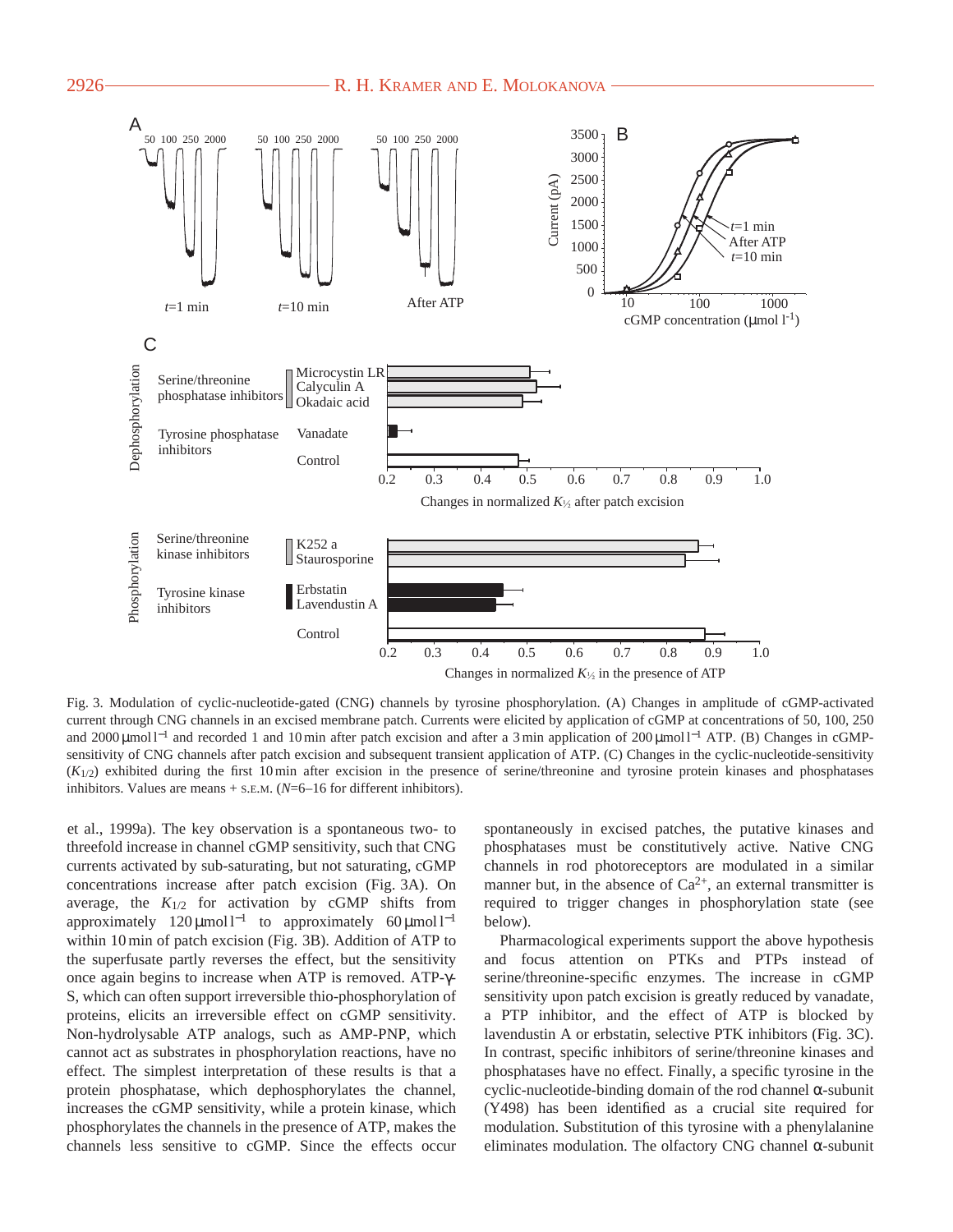Fig. 3. Modulation of cyclic-nucleotide-gated (CNG) channels by tyrosine phosphorylation. (A) Changes in amplitude of cGMP-activated current through CNG channels in an excised membrane patch. Currents were elicited by application of cGMP at concentrations of 50, 100, 250 and 2000 μmol l$^{-1}$ and recorded 1 and 10 min after patch excision and after a 3 min application of 200 μmol l$^{-1}$ ATP. (B) Changes in cGMP-sensitivity of CNG channels after patch excision and subsequent transient application of ATP. (C) Changes in the cyclic-nucleotide-sensitivity ($K_{1/2}$) exhibited during the first 10 min after excision in the presence of serine/threonine and tyrosine protein kinases and phosphatases inhibitors. Values are means + S.E.M. ($N$=6–16 for different inhibitors).

et al., 1999a). The key observation is a spontaneous two- to threefold increase in channel cGMP sensitivity, such that CNG currents activated by sub-saturating, but not saturating, cGMP concentrations increase after patch excision (Fig. 3A). On average, the $K_{1/2}$ for activation by cGMP shifts from approximately 120 μmol l$^{-1}$ to approximately 60 μmol l$^{-1}$ within 10 min of patch excision (Fig. 3B). Addition of ATP to the superfusate partly reverses the effect, but the sensitivity once again begins to increase when ATP is removed. ATP-γ-S, which can often support irreversible thio-phosphorylation of proteins, elicits an irreversible effect on cGMP sensitivity. Non-hydrolysable ATP analogs, such as AMP-PNP, which cannot act as substrates in phosphorylation reactions, have no effect. The simplest interpretation of these results is that a protein phosphatase, which dephosphorylates the channel, increases the cGMP sensitivity, while a protein kinase, which phosphorylates the channels in the presence of ATP, makes the channels less sensitive to cGMP. Since the effects occur spontaneously in excised patches, the putative kinases and phosphatases must be constitutively active. Native CNG channels in rod photoreceptors are modulated in a similar manner but, in the absence of $Ca^{2+}$, an external transmitter is required to trigger changes in phosphorylation state (see below).

Pharmacological experiments support the above hypothesis and focus attention on PTKs and PTPs instead of serine/threonine-specific enzymes. The increase in cGMP sensitivity upon patch excision is greatly reduced by vanadate, a PTP inhibitor, and the effect of ATP is blocked by lavendustin A or erbstatin, selective PTK inhibitors (Fig. 3C). In contrast, specific inhibitors of serine/threonine kinases and phosphatases have no effect. Finally, a specific tyrosine in the cyclic-nucleotide-binding domain of the rod channel α-subunit (Y498) has been identified as a crucial site required for modulation. Substitution of this tyrosine with a phenylalanine eliminates modulation. The olfactory CNG channel α-subunit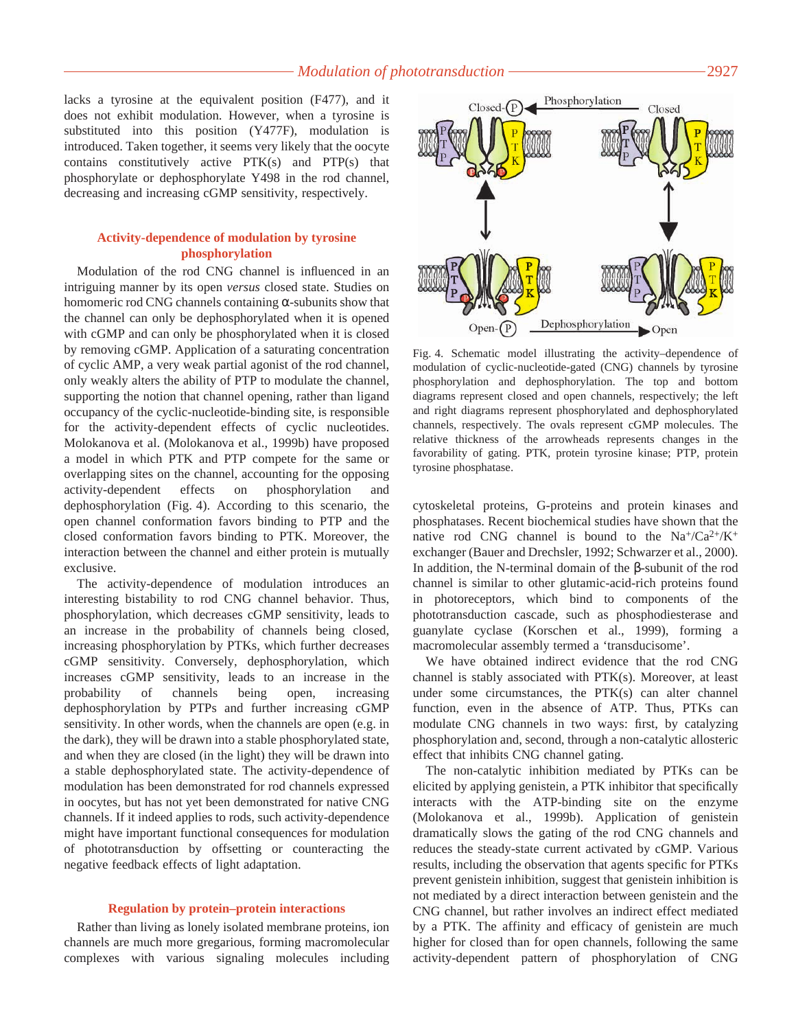lacks a tyrosine at the equivalent position (F477), and it does not exhibit modulation. However, when a tyrosine is substituted into this position (Y477F), modulation is introduced. Taken together, it seems very likely that the oocyte contains constitutively active PTK(s) and PTP(s) that phosphorylate or dephosphorylate Y498 in the rod channel, decreasing and increasing cGMP sensitivity, respectively.

## Activity-dependence of modulation by tyrosine phosphorylation

Modulation of the rod CNG channel is influenced in an intriguing manner by its open *versus* closed state. Studies on homomeric rod CNG channels containing α-subunits show that the channel can only be dephosphorylated when it is opened with cGMP and can only be phosphorylated when it is closed by removing cGMP. Application of a saturating concentration of cyclic AMP, a very weak partial agonist of the rod channel, only weakly alters the ability of PTP to modulate the channel, supporting the notion that channel opening, rather than ligand occupancy of the cyclic-nucleotide-binding site, is responsible for the activity-dependent effects of cyclic nucleotides. Molokanova et al. (Molokanova et al., 1999b) have proposed a model in which PTK and PTP compete for the same or overlapping sites on the channel, accounting for the opposing activity-dependent effects on phosphorylation and dephosphorylation (Fig. 4). According to this scenario, the open channel conformation favors binding to PTP and the closed conformation favors binding to PTK. Moreover, the interaction between the channel and either protein is mutually exclusive.

The activity-dependence of modulation introduces an interesting bistability to rod CNG channel behavior. Thus, phosphorylation, which decreases cGMP sensitivity, leads to an increase in the probability of channels being closed, increasing phosphorylation by PTKs, which further decreases cGMP sensitivity. Conversely, dephosphorylation, which increases cGMP sensitivity, leads to an increase in the probability of channels being open, increasing dephosphorylation by PTPs and further increasing cGMP sensitivity. In other words, when the channels are open (e.g. in the dark), they will be drawn into a stable phosphorylated state, and when they are closed (in the light) they will be drawn into a stable dephosphorylated state. The activity-dependence of modulation has been demonstrated for rod channels expressed in oocytes, but has not yet been demonstrated for native CNG channels. If it indeed applies to rods, such activity-dependence might have important functional consequences for modulation of phototransduction by offsetting or counteracting the negative feedback effects of light adaptation.

Fig. 4. Schematic model illustrating the activity–dependence of modulation of cyclic-nucleotide-gated (CNG) channels by tyrosine phosphorylation and dephosphorylation. The top and bottom diagrams represent closed and open channels, respectively; the left and right diagrams represent phosphorylated and dephosphorylated channels, respectively. The ovals represent cGMP molecules. The relative thickness of the arrowheads represents changes in the favorability of gating. PTK, protein tyrosine kinase; PTP, protein tyrosine phosphatase.

## Regulation by protein–protein interactions

Rather than living as lonely isolated membrane proteins, ion channels are much more gregarious, forming macromolecular complexes with various signaling molecules including cytoskeletal proteins, G-proteins and protein kinases and phosphatases. Recent biochemical studies have shown that the native rod CNG channel is bound to the $Na^+/Ca^{2+}/K^+$ exchanger (Bauer and Drechsler, 1992; Schwarzer et al., 2000). In addition, the N-terminal domain of the β-subunit of the rod channel is similar to other glutamic-acid-rich proteins found in photoreceptors, which bind to components of the phototransduction cascade, such as phosphodiesterase and guanylate cyclase (Korschen et al., 1999), forming a macromolecular assembly termed a 'transducisome'.

We have obtained indirect evidence that the rod CNG channel is stably associated with PTK(s). Moreover, at least under some circumstances, the PTK(s) can alter channel function, even in the absence of ATP. Thus, PTKs can modulate CNG channels in two ways: first, by catalyzing phosphorylation and, second, through a non-catalytic allosteric effect that inhibits CNG channel gating.

The non-catalytic inhibition mediated by PTKs can be elicited by applying genistein, a PTK inhibitor that specifically interacts with the ATP-binding site on the enzyme (Molokanova et al., 1999b). Application of genistein dramatically slows the gating of the rod CNG channels and reduces the steady-state current activated by cGMP. Various results, including the observation that agents specific for PTKs prevent genistein inhibition, suggest that genistein inhibition is not mediated by a direct interaction between genistein and the CNG channel, but rather involves an indirect effect mediated by a PTK. The affinity and efficacy of genistein are much higher for closed than for open channels, following the same activity-dependent pattern of phosphorylation of CNG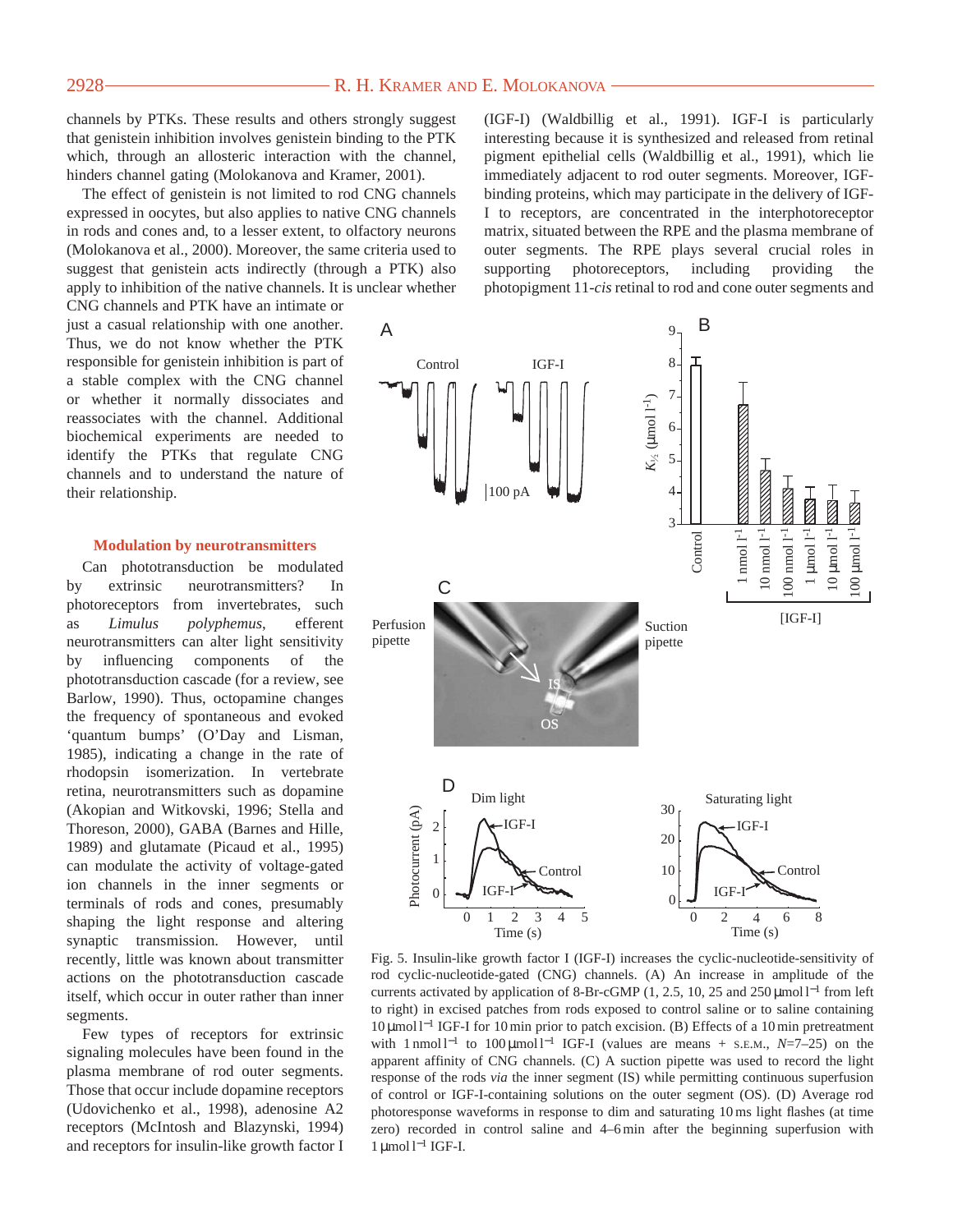channels by PTKs. These results and others strongly suggest that genistein inhibition involves genistein binding to the PTK which, through an allosteric interaction with the channel, hinders channel gating (Molokanova and Kramer, 2001).

The effect of genistein is not limited to rod CNG channels expressed in oocytes, but also applies to native CNG channels in rods and cones and, to a lesser extent, to olfactory neurons (Molokanova et al., 2000). Moreover, the same criteria used to suggest that genistein acts indirectly (through a PTK) also apply to inhibition of the native channels. It is unclear whether CNG channels and PTK have an intimate or just a casual relationship with one another. Thus, we do not know whether the PTK responsible for genistein inhibition is part of a stable complex with the CNG channel or whether it normally dissociates and reassociates with the channel. Additional biochemical experiments are needed to identify the PTKs that regulate CNG channels and to understand the nature of their relationship.

### Modulation by neurotransmitters

Can phototransduction be modulated by extrinsic neurotransmitters? In photoreceptors from invertebrates, such as *Limulus polyphemus*, efferent neurotransmitters can alter light sensitivity by influencing components of the phototransduction cascade (for a review, see Barlow, 1990). Thus, octopamine changes the frequency of spontaneous and evoked 'quantum bumps' (O'Day and Lisman, 1985), indicating a change in the rate of rhodopsin isomerization. In vertebrate retina, neurotransmitters such as dopamine (Akopian and Witkovski, 1996; Stella and Thoreson, 2000), GABA (Barnes and Hille, 1989) and glutamate (Picaud et al., 1995) can modulate the activity of voltage-gated ion channels in the inner segments or terminals of rods and cones, presumably shaping the light response and altering synaptic transmission. However, until recently, little was known about transmitter actions on the phototransduction cascade itself, which occur in outer rather than inner segments.

Few types of receptors for extrinsic signaling molecules have been found in the plasma membrane of rod outer segments. Those that occur include dopamine receptors (Udovichenko et al., 1998), adenosine A2 receptors (McIntosh and Blazynski, 1994) and receptors for insulin-like growth factor I (IGF-I) (Waldbillig et al., 1991). IGF-I is particularly interesting because it is synthesized and released from retinal pigment epithelial cells (Waldbillig et al., 1991), which lie immediately adjacent to rod outer segments. Moreover, IGF-binding proteins, which may participate in the delivery of IGF-I to receptors, are concentrated in the interphotoreceptor matrix, situated between the RPE and the plasma membrane of outer segments. The RPE plays several crucial roles in supporting photoreceptors, including providing the photopigment 11-*cis* retinal to rod and cone outer segments and

Fig. 5. Insulin-like growth factor I (IGF-I) increases the cyclic-nucleotide-sensitivity of rod cyclic-nucleotide-gated (CNG) channels. (A) An increase in amplitude of the currents activated by application of 8-Br-cGMP (1, 2.5, 10, 25 and 250 μmol l$^{-1}$ from left to right) in excised patches from rods exposed to control saline or to saline containing 10 μmol l$^{-1}$ IGF-I for 10 min prior to patch excision. (B) Effects of a 10 min pretreatment with 1 nmol l$^{-1}$ to 100 μmol l$^{-1}$ IGF-I (values are means + S.E.M., $N$=7–25) on the apparent affinity of CNG channels. (C) A suction pipette was used to record the light response of the rods *via* the inner segment (IS) while permitting continuous superfusion of control or IGF-I-containing solutions on the outer segment (OS). (D) Average rod photoresponse waveforms in response to dim and saturating 10 ms light flashes (at time zero) recorded in control saline and 4–6 min after the beginning superfusion with 1 μmol l$^{-1}$ IGF-I.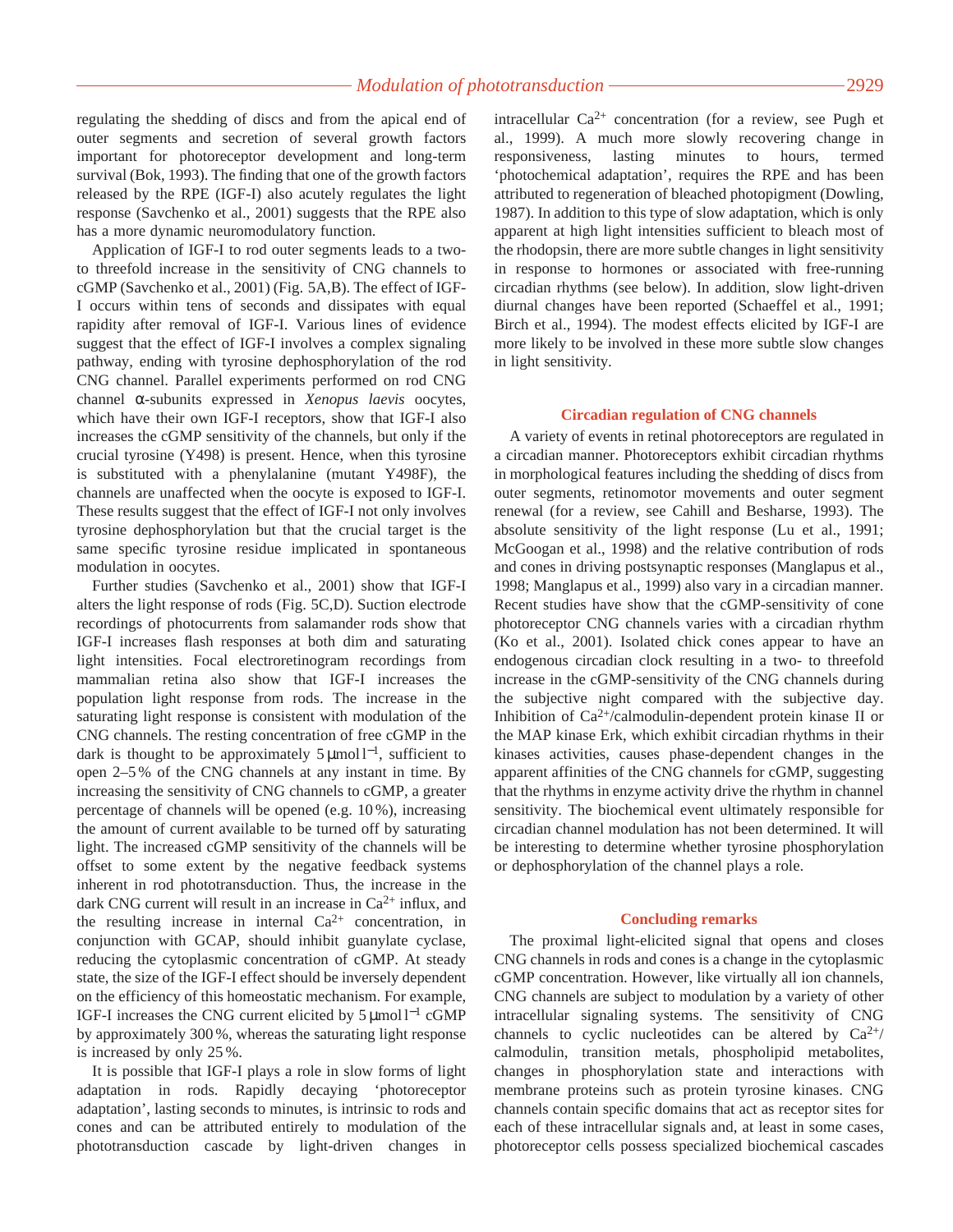regulating the shedding of discs and from the apical end of outer segments and secretion of several growth factors important for photoreceptor development and long-term survival (Bok, 1993). The finding that one of the growth factors released by the RPE (IGF-I) also acutely regulates the light response (Savchenko et al., 2001) suggests that the RPE also has a more dynamic neuromodulatory function.

Application of IGF-I to rod outer segments leads to a two- to threefold increase in the sensitivity of CNG channels to cGMP (Savchenko et al., 2001) (Fig. 5A,B). The effect of IGF-I occurs within tens of seconds and dissipates with equal rapidity after removal of IGF-I. Various lines of evidence suggest that the effect of IGF-I involves a complex signaling pathway, ending with tyrosine dephosphorylation of the rod CNG channel. Parallel experiments performed on rod CNG channel α-subunits expressed in *Xenopus laevis* oocytes, which have their own IGF-I receptors, show that IGF-I also increases the cGMP sensitivity of the channels, but only if the crucial tyrosine (Y498) is present. Hence, when this tyrosine is substituted with a phenylalanine (mutant Y498F), the channels are unaffected when the oocyte is exposed to IGF-I. These results suggest that the effect of IGF-I not only involves tyrosine dephosphorylation but that the crucial target is the same specific tyrosine residue implicated in spontaneous modulation in oocytes.

Further studies (Savchenko et al., 2001) show that IGF-I alters the light response of rods (Fig. 5C,D). Suction electrode recordings of photocurrents from salamander rods show that IGF-I increases flash responses at both dim and saturating light intensities. Focal electroretinogram recordings from mammalian retina also show that IGF-I increases the population light response from rods. The increase in the saturating light response is consistent with modulation of the CNG channels. The resting concentration of free cGMP in the dark is thought to be approximately $5\,\mu\text{mol}\,\text{l}^{-1}$, sufficient to open 2–5 % of the CNG channels at any instant in time. By increasing the sensitivity of CNG channels to cGMP, a greater percentage of channels will be opened (e.g. 10 %), increasing the amount of current available to be turned off by saturating light. The increased cGMP sensitivity of the channels will be offset to some extent by the negative feedback systems inherent in rod phototransduction. Thus, the increase in the dark CNG current will result in an increase in $Ca^{2+}$ influx, and the resulting increase in internal $Ca^{2+}$ concentration, in conjunction with GCAP, should inhibit guanylate cyclase, reducing the cytoplasmic concentration of cGMP. At steady state, the size of the IGF-I effect should be inversely dependent on the efficiency of this homeostatic mechanism. For example, IGF-I increases the CNG current elicited by $5\,\mu\text{mol}\,\text{l}^{-1}$ cGMP by approximately 300 %, whereas the saturating light response is increased by only 25 %.

It is possible that IGF-I plays a role in slow forms of light adaptation in rods. Rapidly decaying 'photoreceptor adaptation', lasting seconds to minutes, is intrinsic to rods and cones and can be attributed entirely to modulation of the phototransduction cascade by light-driven changes in intracellular $Ca^{2+}$ concentration (for a review, see Pugh et al., 1999). A much more slowly recovering change in responsiveness, lasting minutes to hours, termed 'photochemical adaptation', requires the RPE and has been attributed to regeneration of bleached photopigment (Dowling, 1987). In addition to this type of slow adaptation, which is only apparent at high light intensities sufficient to bleach most of the rhodopsin, there are more subtle changes in light sensitivity in response to hormones or associated with free-running circadian rhythms (see below). In addition, slow light-driven diurnal changes have been reported (Schaeffel et al., 1991; Birch et al., 1994). The modest effects elicited by IGF-I are more likely to be involved in these more subtle slow changes in light sensitivity.

## Circadian regulation of CNG channels

A variety of events in retinal photoreceptors are regulated in a circadian manner. Photoreceptors exhibit circadian rhythms in morphological features including the shedding of discs from outer segments, retinomotor movements and outer segment renewal (for a review, see Cahill and Besharse, 1993). The absolute sensitivity of the light response (Lu et al., 1991; McGoogan et al., 1998) and the relative contribution of rods and cones in driving postsynaptic responses (Manglapus et al., 1998; Manglapus et al., 1999) also vary in a circadian manner. Recent studies have show that the cGMP-sensitivity of cone photoreceptor CNG channels varies with a circadian rhythm (Ko et al., 2001). Isolated chick cones appear to have an endogenous circadian clock resulting in a two- to threefold increase in the cGMP-sensitivity of the CNG channels during the subjective night compared with the subjective day. Inhibition of $Ca^{2+}$/calmodulin-dependent protein kinase II or the MAP kinase Erk, which exhibit circadian rhythms in their kinases activities, causes phase-dependent changes in the apparent affinities of the CNG channels for cGMP, suggesting that the rhythms in enzyme activity drive the rhythm in channel sensitivity. The biochemical event ultimately responsible for circadian channel modulation has not been determined. It will be interesting to determine whether tyrosine phosphorylation or dephosphorylation of the channel plays a role.

## Concluding remarks

The proximal light-elicited signal that opens and closes CNG channels in rods and cones is a change in the cytoplasmic cGMP concentration. However, like virtually all ion channels, CNG channels are subject to modulation by a variety of other intracellular signaling systems. The sensitivity of CNG channels to cyclic nucleotides can be altered by $Ca^{2+}$/calmodulin, transition metals, phospholipid metabolites, changes in phosphorylation state and interactions with membrane proteins such as protein tyrosine kinases. CNG channels contain specific domains that act as receptor sites for each of these intracellular signals and, at least in some cases, photoreceptor cells possess specialized biochemical cascades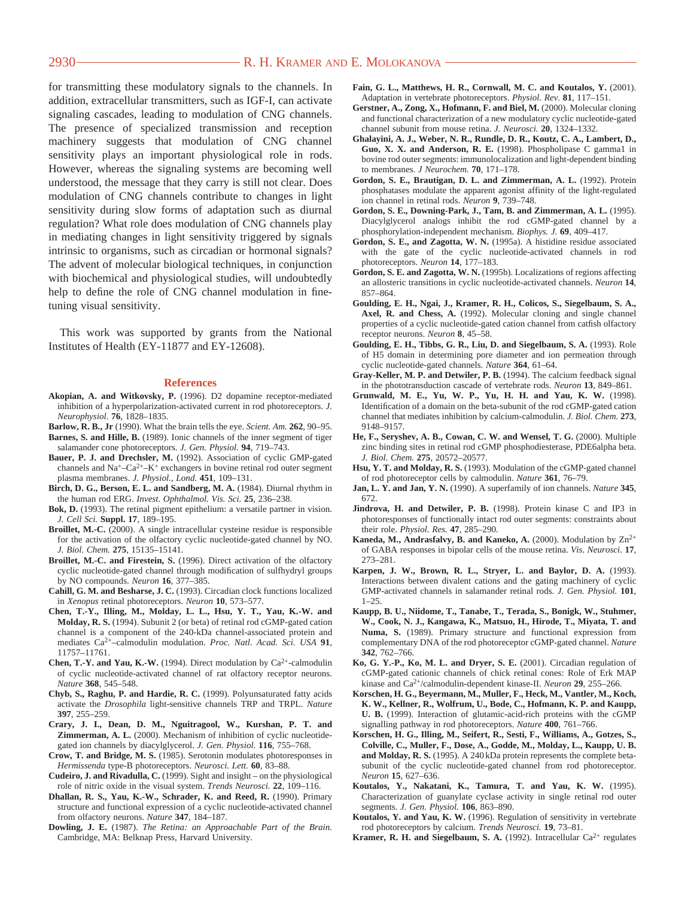for transmitting these modulatory signals to the channels. In addition, extracellular transmitters, such as IGF-I, can activate signaling cascades, leading to modulation of CNG channels. The presence of specialized transmission and reception machinery suggests that modulation of CNG channel sensitivity plays an important physiological role in rods. However, whereas the signaling systems are becoming well understood, the message that they carry is still not clear. Does modulation of CNG channels contribute to changes in light sensitivity during slow forms of adaptation such as diurnal regulation? What role does modulation of CNG channels play in mediating changes in light sensitivity triggered by signals intrinsic to organisms, such as circadian or hormonal signals? The advent of molecular biological techniques, in conjunction with biochemical and physiological studies, will undoubtedly help to define the role of CNG channel modulation in fine-tuning visual sensitivity.

This work was supported by grants from the National Institutes of Health (EY-11877 and EY-12608).

## References

**Akopian, A. and Witkovsky, P.** (1996). D2 dopamine receptor-mediated inhibition of a hyperpolarization-activated current in rod photoreceptors. *J. Neurophysiol.* **76**, 1828–1835.

**Barlow, R. B., Jr** (1990). What the brain tells the eye. *Scient. Am.* **262**, 90–95.

**Barnes, S. and Hille, B.** (1989). Ionic channels of the inner segment of tiger salamander cone photoreceptors. *J. Gen. Physiol.* **94**, 719–743.

**Bauer, P. J. and Drechsler, M.** (1992). Association of cyclic GMP-gated channels and $Na^+$–$Ca^{2+}$–$K^+$ exchangers in bovine retinal rod outer segment plasma membranes. *J. Physiol., Lond.* **451**, 109–131.

**Birch, D. G., Berson, E. L. and Sandberg, M. A.** (1984). Diurnal rhythm in the human rod ERG. *Invest. Ophthalmol. Vis. Sci.* **25**, 236–238.

**Bok, D.** (1993). The retinal pigment epithelium: a versatile partner in vision. *J. Cell Sci.* **Suppl. 17**, 189–195.

**Broillet, M.-C.** (2000). A single intracellular cysteine residue is responsible for the activation of the olfactory cyclic nucleotide-gated channel by NO. *J. Biol. Chem.* **275**, 15135–15141.

**Broillet, M.-C. and Firestein, S.** (1996). Direct activation of the olfactory cyclic nucleotide-gated channel through modification of sulfhydryl groups by NO compounds. *Neuron* **16**, 377–385.

**Cahill, G. M. and Besharse, J. C.** (1993). Circadian clock functions localized in *Xenopus* retinal photoreceptors. *Neuron* **10**, 573–577.

**Chen, T.-Y., Illing, M., Molday, L. L., Hsu, Y. T., Yau, K.-W. and Molday, R. S.** (1994). Subunit 2 (or beta) of retinal rod cGMP-gated cation channel is a component of the 240-kDa channel-associated protein and mediates $Ca^{2+}$–calmodulin modulation. *Proc. Natl. Acad. Sci. USA* **91**, 11757–11761.

**Chen, T.-Y. and Yau, K.-W.** (1994). Direct modulation by $Ca^{2+}$-calmodulin of cyclic nucleotide-activated channel of rat olfactory receptor neurons. *Nature* **368**, 545–548.

**Chyb, S., Raghu, P. and Hardie, R. C.** (1999). Polyunsaturated fatty acids activate the *Drosophila* light-sensitive channels TRP and TRPL. *Nature* **397**, 255–259.

**Crary, J. I., Dean, D. M., Nguitragool, W., Kurshan, P. T. and Zimmerman, A. L.** (2000). Mechanism of inhibition of cyclic nucleotide-gated ion channels by diacylglycerol. *J. Gen. Physiol.* **116**, 755–768.

**Crow, T. and Bridge, M. S.** (1985). Serotonin modulates photoresponses in *Hermissenda* type-B photoreceptors. *Neurosci. Lett.* **60**, 83–88.

**Cudeiro, J. and Rivadulla, C.** (1999). Sight and insight – on the physiological role of nitric oxide in the visual system. *Trends Neurosci.* **22**, 109–116.

**Dhallan, R. S., Yau, K.-W., Schrader, K. and Reed, R.** (1990). Primary structure and functional expression of a cyclic nucleotide-activated channel from olfactory neurons. *Nature* **347**, 184–187.

**Dowling, J. E.** (1987). *The Retina: an Approachable Part of the Brain.* Cambridge, MA: Belknap Press, Harvard University.

**Fain, G. L., Matthews, H. R., Cornwall, M. C. and Koutalos, Y.** (2001). Adaptation in vertebrate photoreceptors. *Physiol. Rev.* **81**, 117–151.

**Gerstner, A., Zong, X., Hofmann, F. and Biel, M.** (2000). Molecular cloning and functional characterization of a new modulatory cyclic nucleotide-gated channel subunit from mouse retina. *J. Neurosci.* **20**, 1324–1332.

**Ghalayini, A. J., Weber, N. R., Rundle, D. R., Koutz, C. A., Lambert, D., Guo, X. X. and Anderson, R. E.** (1998). Phospholipase C gamma1 in bovine rod outer segments: immunolocalization and light-dependent binding to membranes. *J Neurochem.* **70**, 171–178.

**Gordon, S. E., Brautigan, D. L. and Zimmerman, A. L.** (1992). Protein phosphatases modulate the apparent agonist affinity of the light-regulated ion channel in retinal rods. *Neuron* **9**, 739–748.

**Gordon, S. E., Downing-Park, J., Tam, B. and Zimmerman, A. L.** (1995). Diacylglycerol analogs inhibit the rod cGMP-gated channel by a phosphorylation-independent mechanism. *Biophys. J.* **69**, 409–417.

**Gordon, S. E., and Zagotta, W. N.** (1995a). A histidine residue associated with the gate of the cyclic nucleotide-activated channels in rod photoreceptors. *Neuron* **14**, 177–183.

**Gordon, S. E. and Zagotta, W. N.** (1995b). Localizations of regions affecting an allosteric transitions in cyclic nucleotide-activated channels. *Neuron* **14**, 857–864.

**Goulding, E. H., Ngai, J., Kramer, R. H., Colicos, S., Siegelbaum, S. A., Axel, R. and Chess, A.** (1992). Molecular cloning and single channel properties of a cyclic nucleotide-gated cation channel from catfish olfactory receptor neurons. *Neuron* **8**, 45–58.

**Goulding, E. H., Tibbs, G. R., Liu, D. and Siegelbaum, S. A.** (1993). Role of H5 domain in determining pore diameter and ion permeation through cyclic nucleotide-gated channels. *Nature* **364**, 61–64.

**Gray-Keller, M. P. and Detwiler, P. B.** (1994). The calcium feedback signal in the phototransduction cascade of vertebrate rods. *Neuron* **13**, 849–861.

**Grunwald, M. E., Yu, W. P., Yu, H. H. and Yau, K. W.** (1998). Identification of a domain on the beta-subunit of the rod cGMP-gated cation channel that mediates inhibition by calcium-calmodulin. *J. Biol. Chem.* **273**, 9148–9157.

**He, F., Seryshev, A. B., Cowan, C. W. and Wensel, T. G.** (2000). Multiple zinc binding sites in retinal rod cGMP phosphodiesterase, PDE6alpha beta. *J. Biol. Chem.* **275**, 20572–20577.

**Hsu, Y. T. and Molday, R. S.** (1993). Modulation of the cGMP-gated channel of rod photoreceptor cells by calmodulin. *Nature* **361**, 76–79.

**Jan, L. Y. and Jan, Y. N.** (1990). A superfamily of ion channels. *Nature* **345**, 672.

**Jindrova, H. and Detwiler, P. B.** (1998). Protein kinase C and IP3 in photoresponses of functionally intact rod outer segments: constraints about their role. *Physiol. Res.* **47**, 285–290.

**Kaneda, M., Andrasfalvy, B. and Kaneko, A.** (2000). Modulation by $Zn^{2+}$ of GABA responses in bipolar cells of the mouse retina. *Vis. Neurosci.* **17**, 273–281.

**Karpen, J. W., Brown, R. L., Stryer, L. and Baylor, D. A.** (1993). Interactions between divalent cations and the gating machinery of cyclic GMP-activated channels in salamander retinal rods. *J. Gen. Physiol.* **101**, 1–25.

**Kaupp, B. U., Niidome, T., Tanabe, T., Terada, S., Bonigk, W., Stuhmer, W., Cook, N. J., Kangawa, K., Matsuo, H., Hirode, T., Miyata, T. and Numa, S.** (1989). Primary structure and functional expression from complementary DNA of the rod photoreceptor cGMP-gated channel. *Nature* **342**, 762–766.

**Ko, G. Y.-P., Ko, M. L. and Dryer, S. E.** (2001). Circadian regulation of cGMP-gated cationic channels of chick retinal cones: Role of Erk MAP kinase and $Ca^{2+}$/calmodulin-dependent kinase-II. *Neuron* **29**, 255–266.

**Korschen, H. G., Beyermann, M., Muller, F., Heck, M., Vantler, M., Koch, K. W., Kellner, R., Wolfrum, U., Bode, C., Hofmann, K. P. and Kaupp, U. B.** (1999). Interaction of glutamic-acid-rich proteins with the cGMP signalling pathway in rod photoreceptors. *Nature* **400**, 761–766.

**Korschen, H. G., Illing, M., Seifert, R., Sesti, F., Williams, A., Gotzes, S., Colville, C., Muller, F., Dose, A., Godde, M., Molday, L., Kaupp, U. B. and Molday, R. S.** (1995). A 240 kDa protein represents the complete beta-subunit of the cyclic nucleotide-gated channel from rod photoreceptor. *Neuron* **15**, 627–636.

**Koutalos, Y., Nakatani, K., Tamura, T. and Yau, K. W.** (1995). Characterization of guanylate cyclase activity in single retinal rod outer segments. *J. Gen. Physiol.* **106**, 863–890.

**Koutalos, Y. and Yau, K. W.** (1996). Regulation of sensitivity in vertebrate rod photoreceptors by calcium. *Trends Neurosci.* **19**, 73–81.

**Kramer, R. H. and Siegelbaum, S. A.** (1992). Intracellular $Ca^{2+}$ regulates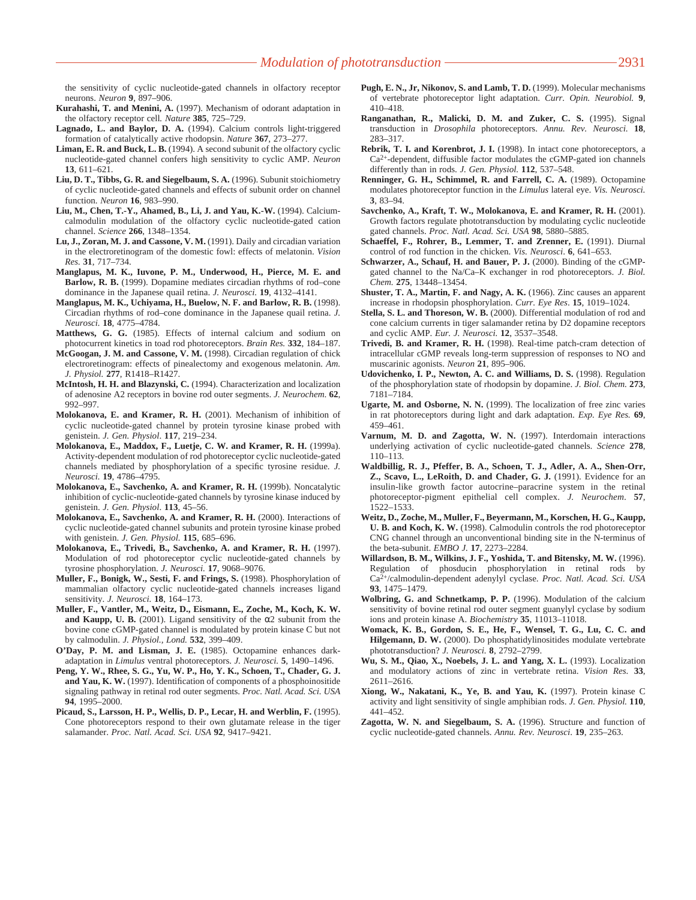the sensitivity of cyclic nucleotide-gated channels in olfactory receptor neurons. *Neuron* **9**, 897–906.

**Kurahashi, T. and Menini, A.** (1997). Mechanism of odorant adaptation in the olfactory receptor cell. *Nature* **385**, 725–729.

**Lagnado, L. and Baylor, D. A.** (1994). Calcium controls light-triggered formation of catalytically active rhodopsin. *Nature* **367**, 273–277.

**Liman, E. R. and Buck, L. B.** (1994). A second subunit of the olfactory cyclic nucleotide-gated channel confers high sensitivity to cyclic AMP. *Neuron* **13**, 611–621.

**Liu, D. T., Tibbs, G. R. and Siegelbaum, S. A.** (1996). Subunit stoichiometry of cyclic nucleotide-gated channels and effects of subunit order on channel function. *Neuron* **16**, 983–990.

**Liu, M., Chen, T.-Y., Ahamed, B., Li, J. and Yau, K.-W.** (1994). Calcium-calmodulin modulation of the olfactory cyclic nucleotide-gated cation channel. *Science* **266**, 1348–1354.

**Lu, J., Zoran, M. J. and Cassone, V. M.** (1991). Daily and circadian variation in the electroretinogram of the domestic fowl: effects of melatonin. *Vision Res.* **31**, 717–734.

**Manglapus, M. K., Iuvone, P. M., Underwood, H., Pierce, M. E. and Barlow, R. B.** (1999). Dopamine mediates circadian rhythms of rod–cone dominance in the Japanese quail retina. *J. Neurosci.* **19**, 4132–4141.

**Manglapus, M. K., Uchiyama, H., Buelow, N. F. and Barlow, R. B.** (1998). Circadian rhythms of rod–cone dominance in the Japanese quail retina. *J. Neurosci.* **18**, 4775–4784.

**Matthews, G. G.** (1985). Effects of internal calcium and sodium on photocurrent kinetics in toad rod photoreceptors. *Brain Res.* **332**, 184–187.

**McGoogan, J. M. and Cassone, V. M.** (1998). Circadian regulation of chick electroretinogram: effects of pinealectomy and exogenous melatonin. *Am. J. Physiol.* **277**, R1418–R1427.

**McIntosh, H. H. and Blazynski, C.** (1994). Characterization and localization of adenosine A2 receptors in bovine rod outer segments. *J. Neurochem.* **62**, 992–997.

**Molokanova, E. and Kramer, R. H.** (2001). Mechanism of inhibition of cyclic nucleotide-gated channel by protein tyrosine kinase probed with genistein. *J. Gen. Physiol.* **117**, 219–234.

**Molokanova, E., Maddox, F., Luetje, C. W. and Kramer, R. H.** (1999a). Activity-dependent modulation of rod photoreceptor cyclic nucleotide-gated channels mediated by phosphorylation of a specific tyrosine residue. *J. Neurosci.* **19**, 4786–4795.

**Molokanova, E., Savchenko, A. and Kramer, R. H.** (1999b). Noncatalytic inhibition of cyclic-nucleotide-gated channels by tyrosine kinase induced by genistein. *J. Gen. Physiol.* **113**, 45–56.

**Molokanova, E., Savchenko, A. and Kramer, R. H.** (2000). Interactions of cyclic nucleotide-gated channel subunits and protein tyrosine kinase probed with genistein. *J. Gen. Physiol.* **115**, 685–696.

**Molokanova, E., Trivedi, B., Savchenko, A. and Kramer, R. H.** (1997). Modulation of rod photoreceptor cyclic nucleotide-gated channels by tyrosine phosphorylation. *J. Neurosci.* **17**, 9068–9076.

**Muller, F., Bonigk, W., Sesti, F. and Frings, S.** (1998). Phosphorylation of mammalian olfactory cyclic nucleotide-gated channels increases ligand sensitivity. *J. Neurosci.* **18**, 164–173.

**Muller, F., Vantler, M., Weitz, D., Eismann, E., Zoche, M., Koch, K. W. and Kaupp, U. B.** (2001). Ligand sensitivity of the α2 subunit from the bovine cone cGMP-gated channel is modulated by protein kinase C but not by calmodulin. *J. Physiol., Lond.* **532**, 399–409.

**O'Day, P. M. and Lisman, J. E.** (1985). Octopamine enhances dark-adaptation in *Limulus* ventral photoreceptors. *J. Neurosci.* **5**, 1490–1496.

**Peng, Y. W., Rhee, S. G., Yu, W. P., Ho, Y. K., Schoen, T., Chader, G. J. and Yau, K. W.** (1997). Identification of components of a phosphoinositide signaling pathway in retinal rod outer segments. *Proc. Natl. Acad. Sci. USA* **94**, 1995–2000.

**Picaud, S., Larsson, H. P., Wellis, D. P., Lecar, H. and Werblin, F.** (1995). Cone photoreceptors respond to their own glutamate release in the tiger salamander. *Proc. Natl. Acad. Sci. USA* **92**, 9417–9421.

**Pugh, E. N., Jr, Nikonov, S. and Lamb, T. D.** (1999). Molecular mechanisms of vertebrate photoreceptor light adaptation. *Curr. Opin. Neurobiol.* **9**, 410–418.

**Ranganathan, R., Malicki, D. M. and Zuker, C. S.** (1995). Signal transduction in *Drosophila* photoreceptors. *Annu. Rev. Neurosci.* **18**, 283–317.

**Rebrik, T. I. and Korenbrot, J. I.** (1998). In intact cone photoreceptors, a $Ca^{2+}$-dependent, diffusible factor modulates the cGMP-gated ion channels differently than in rods. *J. Gen. Physiol.* **112**, 537–548.

**Renninger, G. H., Schimmel, R. and Farrell, C. A.** (1989). Octopamine modulates photoreceptor function in the *Limulus* lateral eye. *Vis. Neurosci.* **3**, 83–94.

**Savchenko, A., Kraft, T. W., Molokanova, E. and Kramer, R. H.** (2001). Growth factors regulate phototransduction by modulating cyclic nucleotide gated channels. *Proc. Natl. Acad. Sci. USA* **98**, 5880–5885.

**Schaeffel, F., Rohrer, B., Lemmer, T. and Zrenner, E.** (1991). Diurnal control of rod function in the chicken. *Vis. Neurosci*. **6**, 641–653.

**Schwarzer, A., Schauf, H. and Bauer, P. J.** (2000). Binding of the cGMP-gated channel to the Na/Ca–K exchanger in rod photoreceptors. *J. Biol. Chem.* **275**, 13448–13454.

**Shuster, T. A., Martin, F. and Nagy, A. K.** (1966). Zinc causes an apparent increase in rhodopsin phosphorylation. *Curr. Eye Res*. **15**, 1019–1024.

**Stella, S. L. and Thoreson, W. B.** (2000). Differential modulation of rod and cone calcium currents in tiger salamander retina by D2 dopamine receptors and cyclic AMP. *Eur. J. Neurosci.* **12**, 3537–3548.

**Trivedi, B. and Kramer, R. H.** (1998). Real-time patch-cram detection of intracellular cGMP reveals long-term suppression of responses to NO and muscarinic agonists. *Neuron* **21**, 895–906.

**Udovichenko, I. P., Newton, A. C. and Williams, D. S.** (1998). Regulation of the phosphorylation state of rhodopsin by dopamine. *J. Biol. Chem.* **273**, 7181–7184.

**Ugarte, M. and Osborne, N. N.** (1999). The localization of free zinc varies in rat photoreceptors during light and dark adaptation. *Exp. Eye Res.* **69**, 459–461.

**Varnum, M. D. and Zagotta, W. N.** (1997). Interdomain interactions underlying activation of cyclic nucleotide-gated channels. *Science* **278**, 110–113.

**Waldbillig, R. J., Pfeffer, B. A., Schoen, T. J., Adler, A. A., Shen-Orr, Z., Scavo, L., LeRoith, D. and Chader, G. J.** (1991). Evidence for an insulin-like growth factor autocrine–paracrine system in the retinal photoreceptor-pigment epithelial cell complex. *J. Neurochem.* **57**, 1522–1533.

**Weitz, D., Zoche, M., Muller, F., Beyermann, M., Korschen, H. G., Kaupp, U. B. and Koch, K. W.** (1998). Calmodulin controls the rod photoreceptor CNG channel through an unconventional binding site in the N-terminus of the beta-subunit. *EMBO J.* **17**, 2273–2284.

**Willardson, B. M., Wilkins, J. F., Yoshida, T. and Bitensky, M. W.** (1996). Regulation of phosducin phosphorylation in retinal rods by $Ca^{2+}$/calmodulin-dependent adenylyl cyclase. *Proc. Natl. Acad. Sci. USA* **93**, 1475–1479.

**Wolbring, G. and Schnetkamp, P. P.** (1996). Modulation of the calcium sensitivity of bovine retinal rod outer segment guanylyl cyclase by sodium ions and protein kinase A. *Biochemistry* **35**, 11013–11018.

**Womack, K. B., Gordon, S. E., He, F., Wensel, T. G., Lu, C. C. and Hilgemann, D. W.** (2000). Do phosphatidylinositides modulate vertebrate phototransduction? *J. Neurosci.* **8**, 2792–2799.

**Wu, S. M., Qiao, X., Noebels, J. L. and Yang, X. L.** (1993). Localization and modulatory actions of zinc in vertebrate retina. *Vision Res.* **33**, 2611–2616.

**Xiong, W., Nakatani, K., Ye, B. and Yau, K.** (1997). Protein kinase C activity and light sensitivity of single amphibian rods. *J. Gen. Physiol.* **110**, 441–452.

**Zagotta, W. N. and Siegelbaum, S. A.** (1996). Structure and function of cyclic nucleotide-gated channels. *Annu. Rev. Neurosci*. **19**, 235–263.